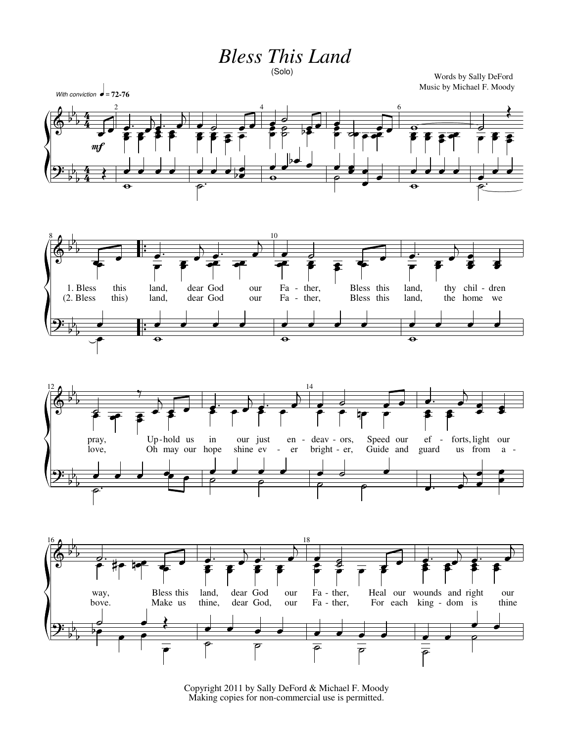# Bless This Land

(Solo)

Words by Sally DeFord
Music by Michael F. Moody

*With conviction* ♩ = 72-76

*mf*

1. Bless this land, dear God our Father, Bless this land, thy children pray, Uphold us in our just endeavors, Speed our efforts, light our way, Bless this land, dear God our Father, Heal our wounds and right our

(2. Bless this) land, dear God our Father, Bless this land, the home we love, Oh may our hope shine ever brighter, Guide and guard us from above. Make us thine, dear God, our Father, For each kingdom is thine

Copyright 2011 by Sally DeFord & Michael F. Moody
Making copies for non-commercial use is permitted.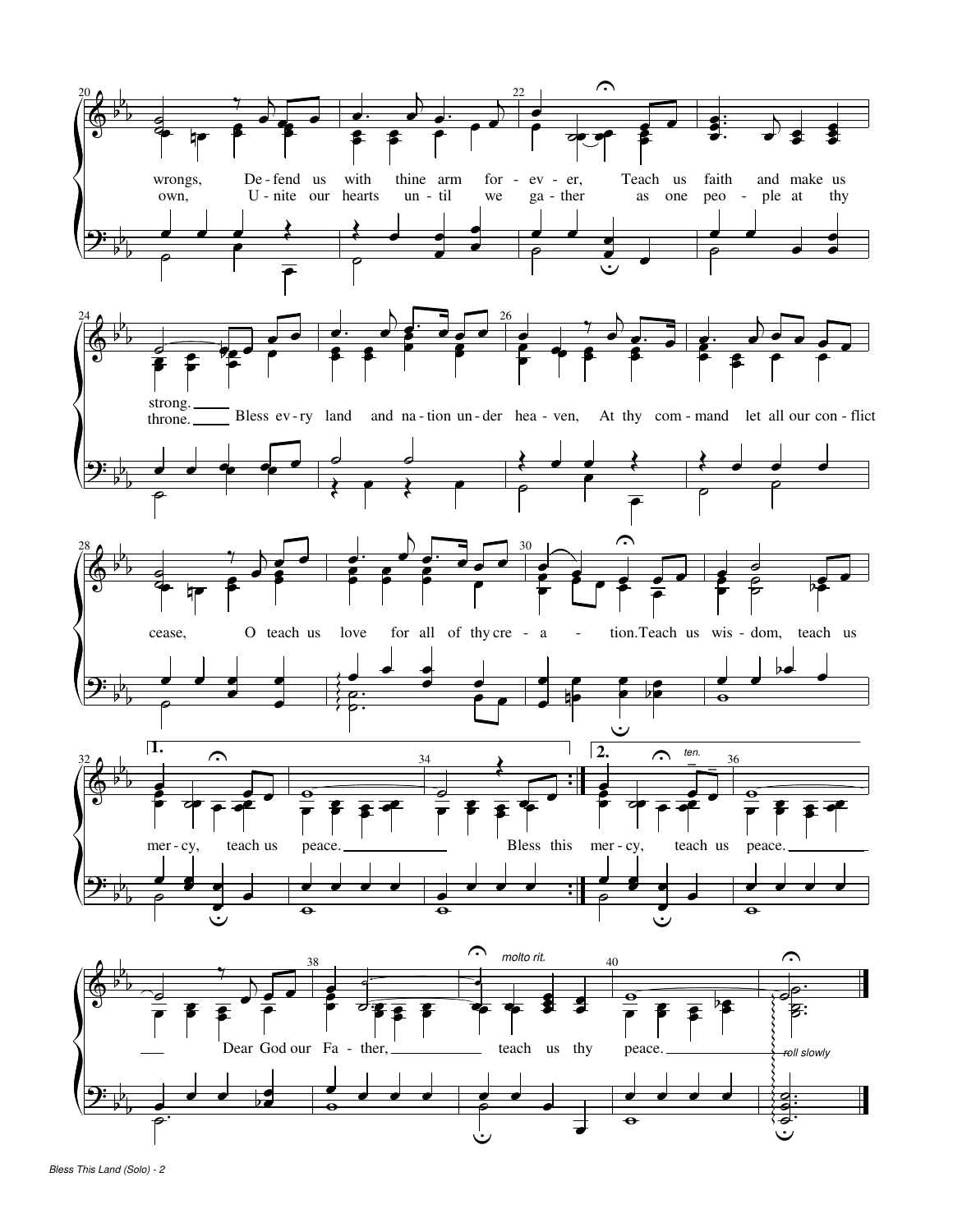wrongs, De - fend us with thine arm for - ev - er, Teach us faith and make us strong. Bless ev - ry land and na - tion un - der hea - ven, At thy com - mand let all our con - flict cease, O teach us love for all of thy cre - a - tion. Teach us wis - dom, teach us

own, U - nite our hearts un - til we ga - ther as one peo - ple at thy throne.

1. mer - cy, teach us peace. Bless this

2. mer - cy, teach us peace. Dear God our Fa - ther, teach us thy peace.

*ten.*

*molto rit.*

*roll slowly*